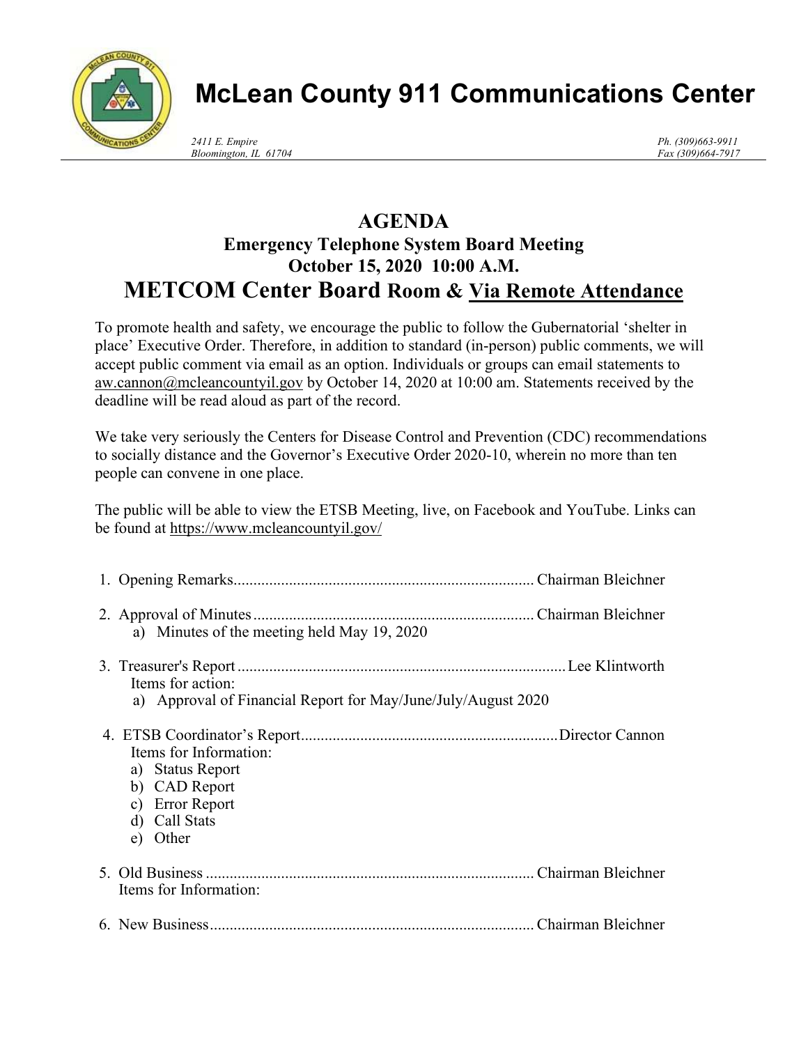# McLean County 911 Communications Center

*2411 E. Empire*
*Bloomington, IL 61704*

*Ph. (309)663-9911*
*Fax (309)664-7917*

## AGENDA

### Emergency Telephone System Board Meeting
### October 15, 2020 10:00 A.M.
### METCOM Center Board Room & Via Remote Attendance

To promote health and safety, we encourage the public to follow the Gubernatorial 'shelter in place' Executive Order. Therefore, in addition to standard (in-person) public comments, we will accept public comment via email as an option. Individuals or groups can email statements to aw.cannon@mcleancountyil.gov by October 14, 2020 at 10:00 am. Statements received by the deadline will be read aloud as part of the record.

We take very seriously the Centers for Disease Control and Prevention (CDC) recommendations to socially distance and the Governor's Executive Order 2020-10, wherein no more than ten people can convene in one place.

The public will be able to view the ETSB Meeting, live, on Facebook and YouTube. Links can be found at https://www.mcleancountyil.gov/

1. Opening Remarks............................................................................ Chairman Bleichner
2. Approval of Minutes....................................................................... Chairman Bleichner
   a) Minutes of the meeting held May 19, 2020
3. Treasurer's Report................................................................................... Lee Klintworth
   Items for action:
   a) Approval of Financial Report for May/June/July/August 2020
4. ETSB Coordinator's Report................................................................. Director Cannon
   Items for Information:
   a) Status Report
   b) CAD Report
   c) Error Report
   d) Call Stats
   e) Other
5. Old Business .................................................................................. Chairman Bleichner
   Items for Information:
6. New Business.................................................................................. Chairman Bleichner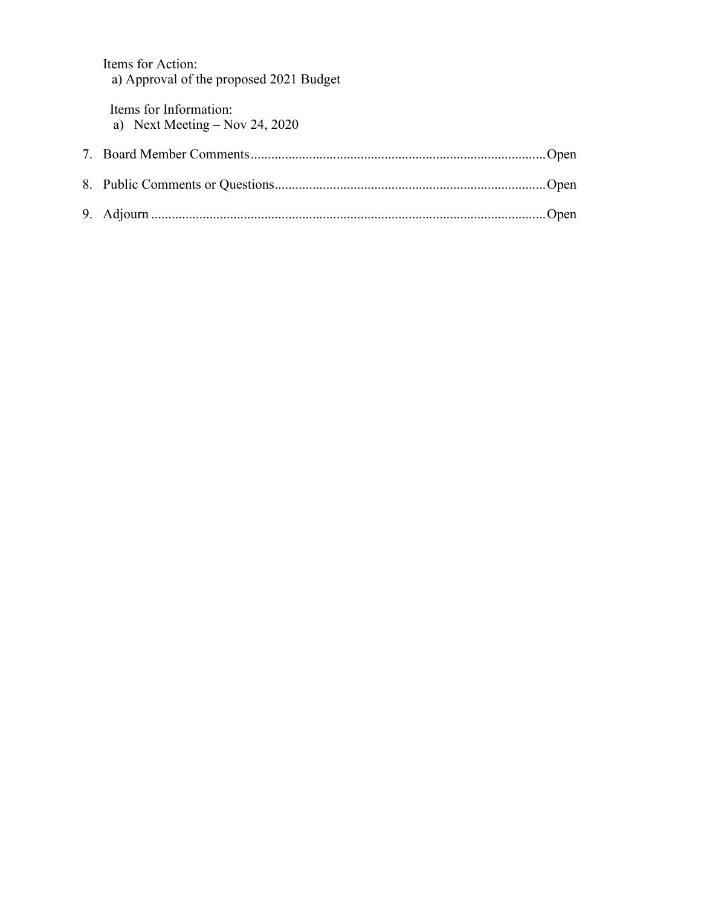Items for Action:

a) Approval of the proposed 2021 Budget

Items for Information:

a) Next Meeting – Nov 24, 2020

7. Board Member Comments....................................................................................Open

8. Public Comments or Questions............................................................................Open

9. Adjourn ................................................................................................................Open